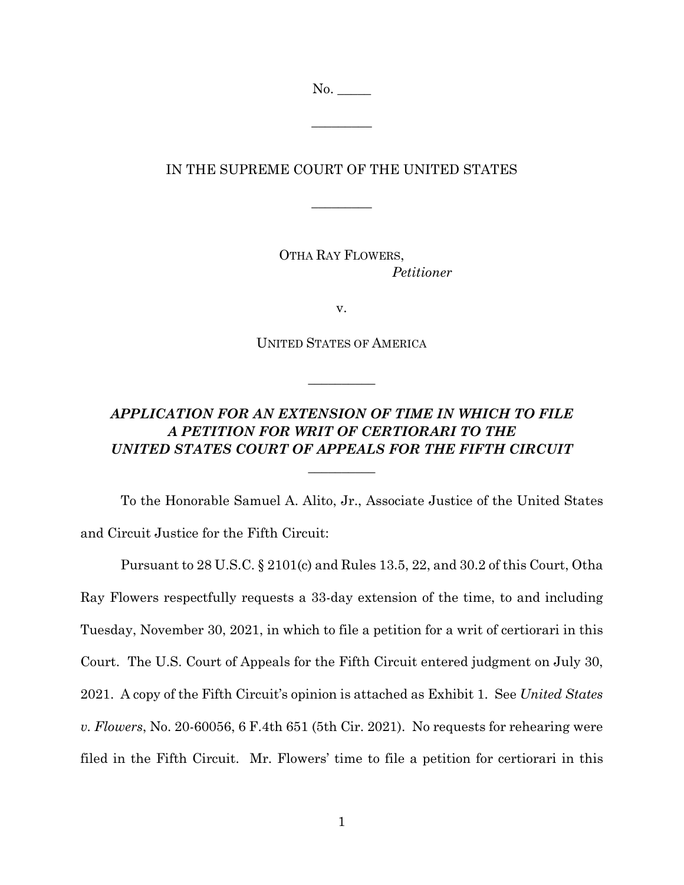No. _____

_________

IN THE SUPREME COURT OF THE UNITED STATES

_________

OTHA RAY FLOWERS,
*Petitioner*

v.

UNITED STATES OF AMERICA

_________

***APPLICATION FOR AN EXTENSION OF TIME IN WHICH TO FILE A PETITION FOR WRIT OF CERTIORARI TO THE UNITED STATES COURT OF APPEALS FOR THE FIFTH CIRCUIT***

_________

To the Honorable Samuel A. Alito, Jr., Associate Justice of the United States and Circuit Justice for the Fifth Circuit:

Pursuant to 28 U.S.C. § 2101(c) and Rules 13.5, 22, and 30.2 of this Court, Otha Ray Flowers respectfully requests a 33-day extension of the time, to and including Tuesday, November 30, 2021, in which to file a petition for a writ of certiorari in this Court. The U.S. Court of Appeals for the Fifth Circuit entered judgment on July 30, 2021. A copy of the Fifth Circuit's opinion is attached as Exhibit 1. See *United States v. Flowers*, No. 20-60056, 6 F.4th 651 (5th Cir. 2021). No requests for rehearing were filed in the Fifth Circuit. Mr. Flowers' time to file a petition for certiorari in this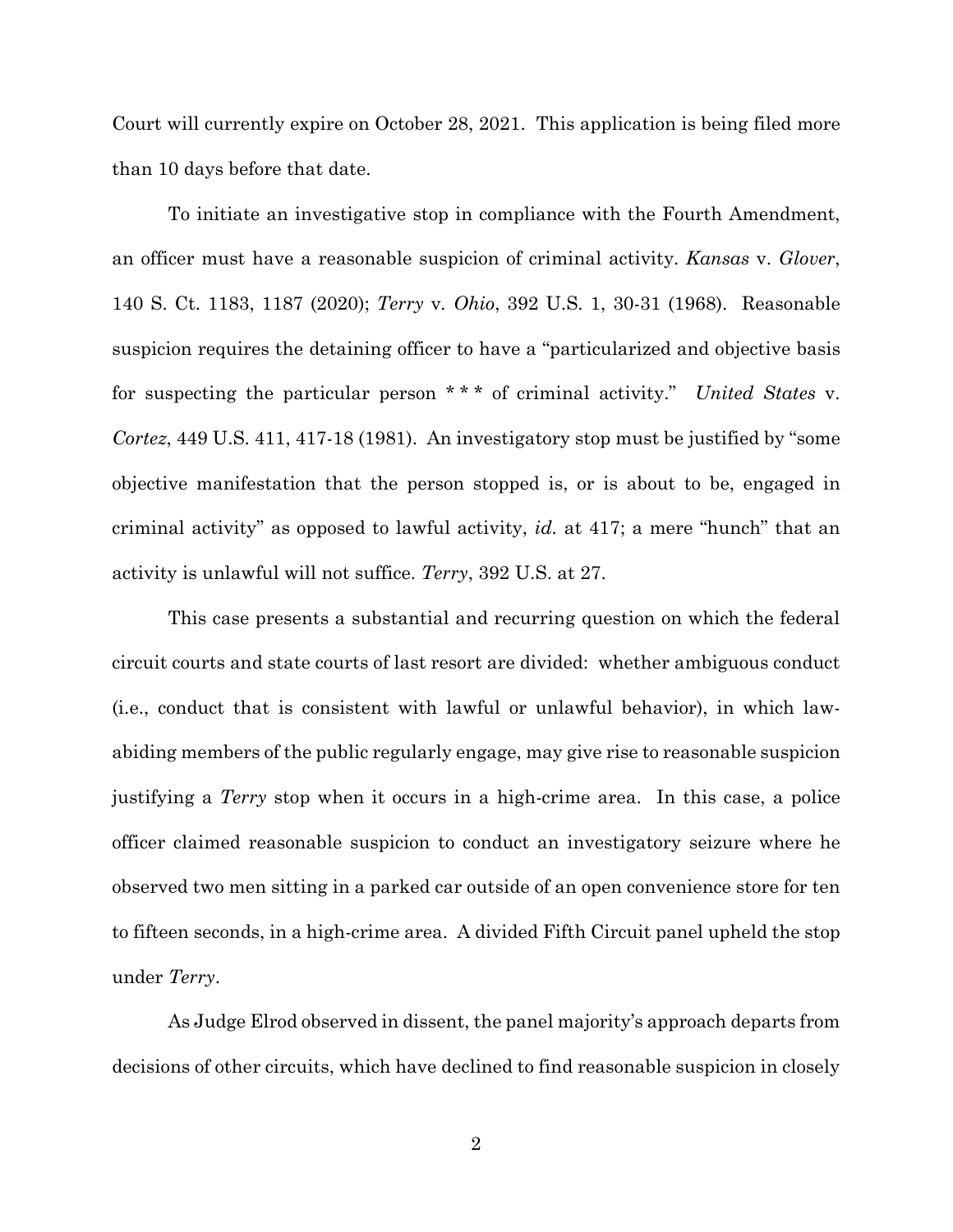Court will currently expire on October 28, 2021. This application is being filed more than 10 days before that date.

To initiate an investigative stop in compliance with the Fourth Amendment, an officer must have a reasonable suspicion of criminal activity. *Kansas* v. *Glover*, 140 S. Ct. 1183, 1187 (2020); *Terry* v. *Ohio*, 392 U.S. 1, 30-31 (1968). Reasonable suspicion requires the detaining officer to have a "particularized and objective basis for suspecting the particular person * * * of criminal activity." *United States* v. *Cortez*, 449 U.S. 411, 417-18 (1981). An investigatory stop must be justified by "some objective manifestation that the person stopped is, or is about to be, engaged in criminal activity" as opposed to lawful activity, *id.* at 417; a mere "hunch" that an activity is unlawful will not suffice. *Terry*, 392 U.S. at 27.

This case presents a substantial and recurring question on which the federal circuit courts and state courts of last resort are divided: whether ambiguous conduct (i.e., conduct that is consistent with lawful or unlawful behavior), in which law-abiding members of the public regularly engage, may give rise to reasonable suspicion justifying a *Terry* stop when it occurs in a high-crime area. In this case, a police officer claimed reasonable suspicion to conduct an investigatory seizure where he observed two men sitting in a parked car outside of an open convenience store for ten to fifteen seconds, in a high-crime area. A divided Fifth Circuit panel upheld the stop under *Terry*.

As Judge Elrod observed in dissent, the panel majority's approach departs from decisions of other circuits, which have declined to find reasonable suspicion in closely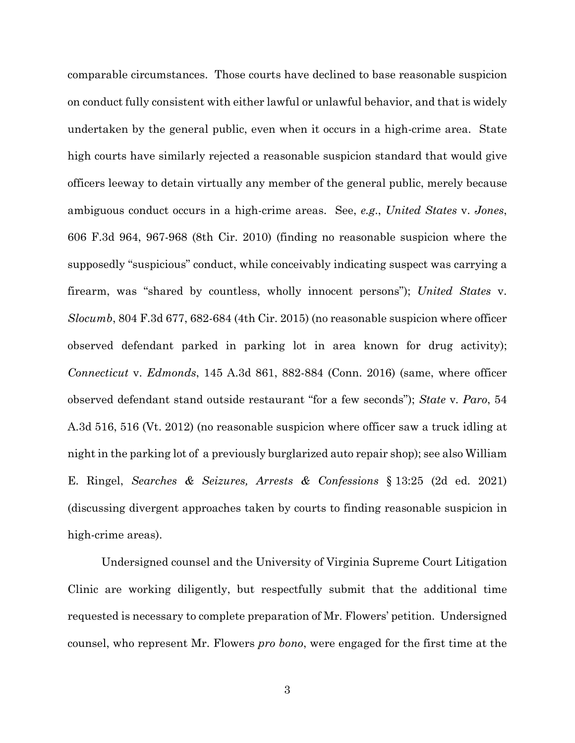comparable circumstances. Those courts have declined to base reasonable suspicion on conduct fully consistent with either lawful or unlawful behavior, and that is widely undertaken by the general public, even when it occurs in a high-crime area. State high courts have similarly rejected a reasonable suspicion standard that would give officers leeway to detain virtually any member of the general public, merely because ambiguous conduct occurs in a high-crime areas. See, *e.g.*, *United States* v. *Jones*, 606 F.3d 964, 967-968 (8th Cir. 2010) (finding no reasonable suspicion where the supposedly "suspicious" conduct, while conceivably indicating suspect was carrying a firearm, was "shared by countless, wholly innocent persons"); *United States* v. *Slocumb*, 804 F.3d 677, 682-684 (4th Cir. 2015) (no reasonable suspicion where officer observed defendant parked in parking lot in area known for drug activity); *Connecticut* v. *Edmonds*, 145 A.3d 861, 882-884 (Conn. 2016) (same, where officer observed defendant stand outside restaurant "for a few seconds"); *State* v. *Paro*, 54 A.3d 516, 516 (Vt. 2012) (no reasonable suspicion where officer saw a truck idling at night in the parking lot of a previously burglarized auto repair shop); see also William E. Ringel, *Searches & Seizures, Arrests & Confessions* § 13:25 (2d ed. 2021) (discussing divergent approaches taken by courts to finding reasonable suspicion in high-crime areas).

Undersigned counsel and the University of Virginia Supreme Court Litigation Clinic are working diligently, but respectfully submit that the additional time requested is necessary to complete preparation of Mr. Flowers' petition. Undersigned counsel, who represent Mr. Flowers *pro bono*, were engaged for the first time at the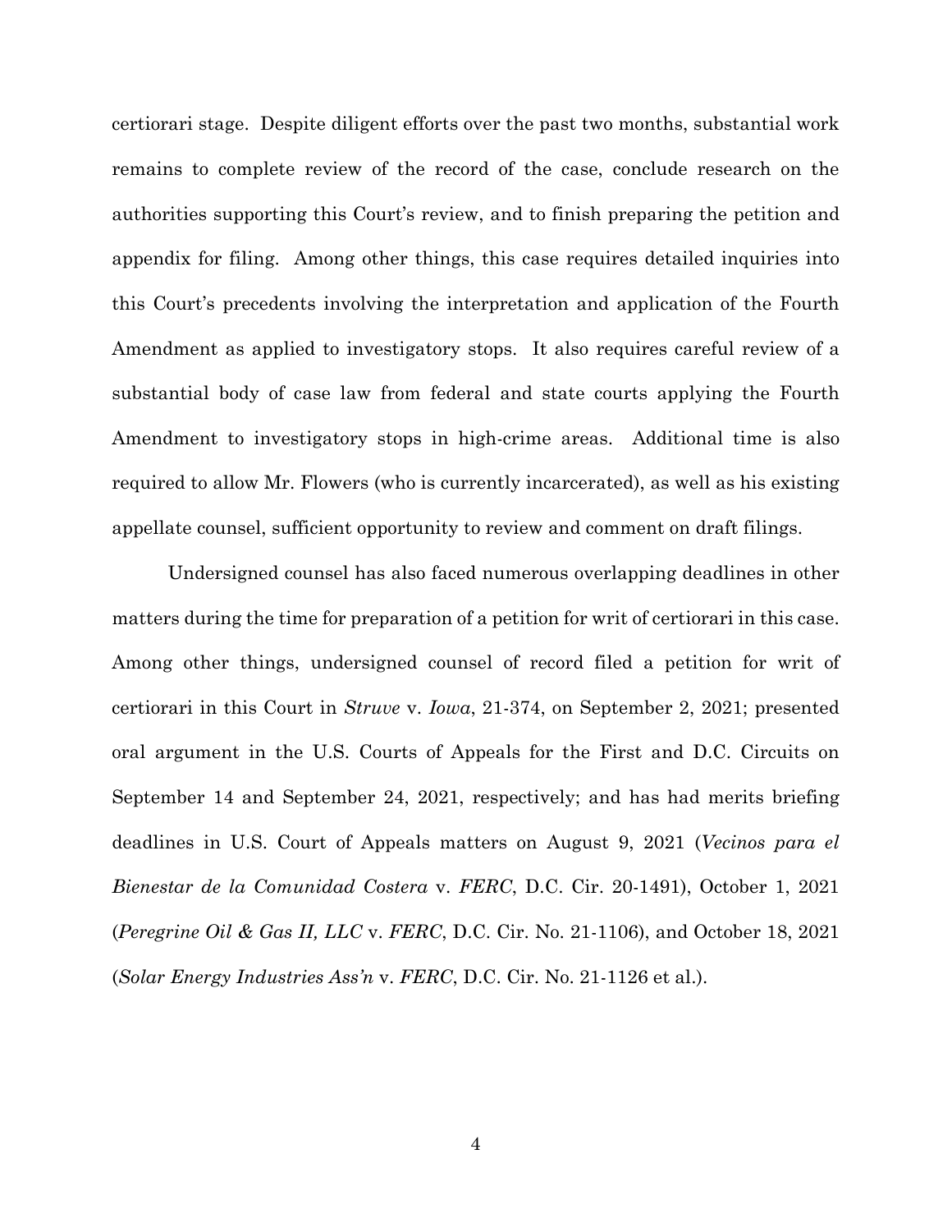certiorari stage. Despite diligent efforts over the past two months, substantial work remains to complete review of the record of the case, conclude research on the authorities supporting this Court's review, and to finish preparing the petition and appendix for filing. Among other things, this case requires detailed inquiries into this Court's precedents involving the interpretation and application of the Fourth Amendment as applied to investigatory stops. It also requires careful review of a substantial body of case law from federal and state courts applying the Fourth Amendment to investigatory stops in high-crime areas. Additional time is also required to allow Mr. Flowers (who is currently incarcerated), as well as his existing appellate counsel, sufficient opportunity to review and comment on draft filings.

Undersigned counsel has also faced numerous overlapping deadlines in other matters during the time for preparation of a petition for writ of certiorari in this case. Among other things, undersigned counsel of record filed a petition for writ of certiorari in this Court in *Struve* v. *Iowa*, 21-374, on September 2, 2021; presented oral argument in the U.S. Courts of Appeals for the First and D.C. Circuits on September 14 and September 24, 2021, respectively; and has had merits briefing deadlines in U.S. Court of Appeals matters on August 9, 2021 (*Vecinos para el Bienestar de la Comunidad Costera* v. *FERC*, D.C. Cir. 20-1491), October 1, 2021 (*Peregrine Oil & Gas II, LLC* v. *FERC*, D.C. Cir. No. 21-1106), and October 18, 2021 (*Solar Energy Industries Ass'n* v. *FERC*, D.C. Cir. No. 21-1126 et al.).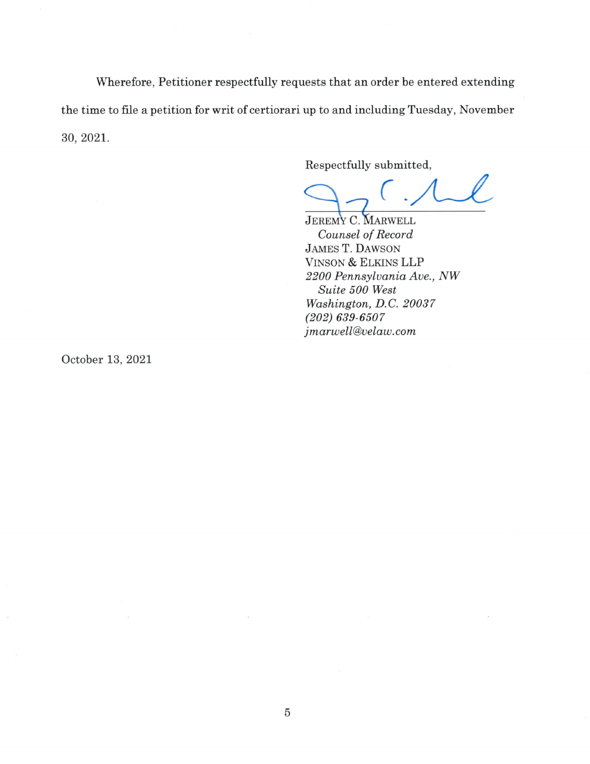Wherefore, Petitioner respectfully requests that an order be entered extending the time to file a petition for writ of certiorari up to and including Tuesday, November 30, 2021.

Respectfully submitted,

JEREMY C. MARWELL
*Counsel of Record*
JAMES T. DAWSON
VINSON & ELKINS LLP
*2200 Pennsylvania Ave., NW*
*Suite 500 West*
*Washington, D.C. 20037*
*(202) 639-6507*
*jmarwell@velaw.com*

October 13, 2021